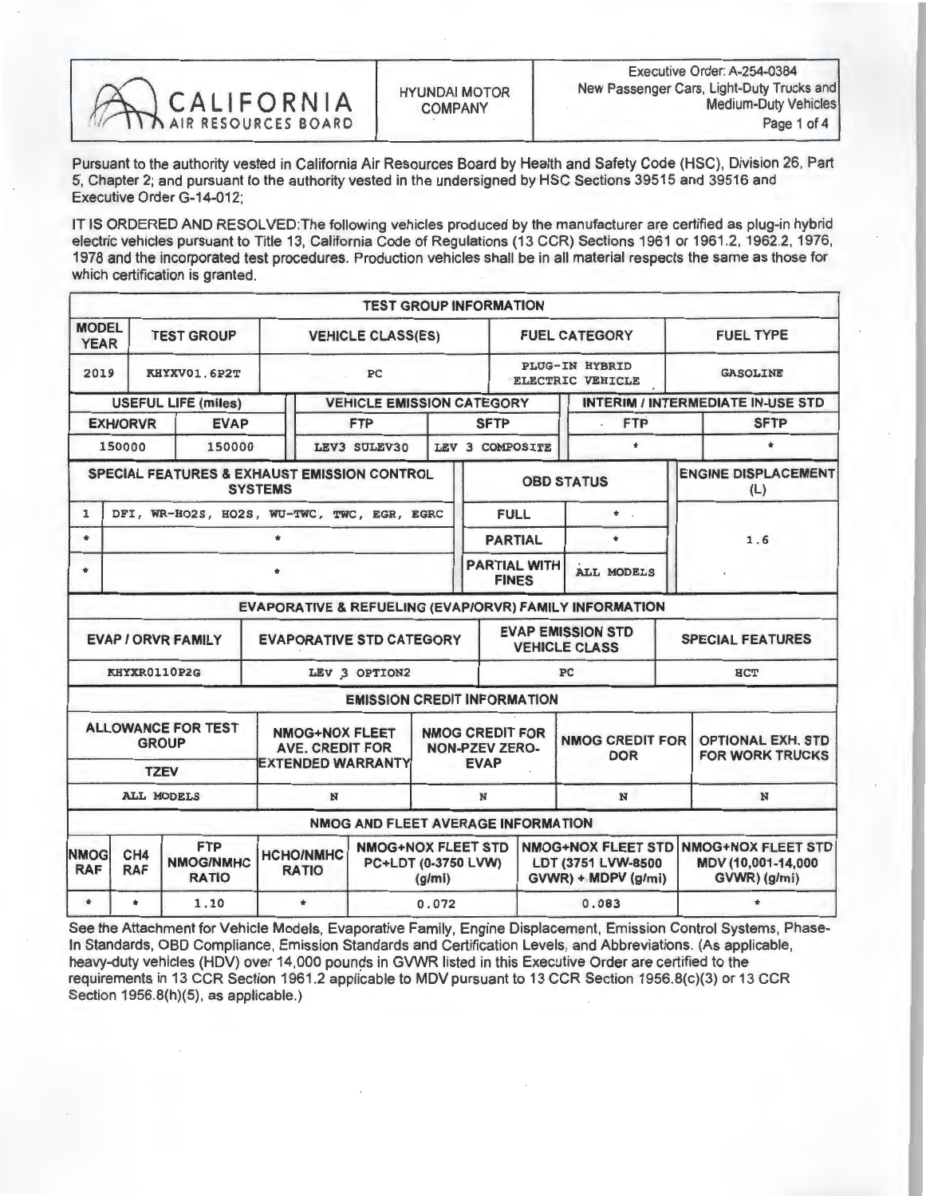CALIFORNIA AIR RESOURCES BOARD | HYUNDAI MOTOR COMPANY | Executive Order: A-254-0384 New Passenger Cars, Light-Duty Trucks and Medium-Duty Vehicles

Pursuant to the authority vested in California Air Resources Board by Health and Safety Code (HSC), Division 26, Part 5, Chapter 2; and pursuant to the authority vested in the undersigned by HSC Sections 39515 and 39516 and Executive Order G-14-012;

IT IS ORDERED AND RESOLVED:The following vehicles produced by the manufacturer are certified as plug-in hybrid electric vehicles pursuant to Title 13, California Code of Regulations (13 CCR) Sections 1961 or 1961.2, 1962.2, 1976, 1978 and the incorporated test procedures. Production vehicles shall be in all material respects the same as those for which certification is granted.

**TEST GROUP INFORMATION**

| MODEL YEAR | TEST GROUP | VEHICLE CLASS(ES) | FUEL CATEGORY | FUEL TYPE |
|---|---|---|---|---|
| 2019 | KHYXV01.6P2T | PC | PLUG-IN HYBRID ELECTRIC VEHICLE | GASOLINE |

| USEFUL LIFE (miles) | | VEHICLE EMISSION CATEGORY | | INTERIM / INTERMEDIATE IN-USE STD | |
|---|---|---|---|---|---|
| EXH/ORVR | EVAP | FTP | SFTP | FTP | SFTP |
| 150000 | 150000 | LEV3 SULEV30 | LEV 3 COMPOSITE | * | * |

| SPECIAL FEATURES & EXHAUST EMISSION CONTROL SYSTEMS | | OBD STATUS | | ENGINE DISPLACEMENT (L) |
|---|---|---|---|---|
| 1 | DFI, WR-HO2S, HO2S, WU-TWC, TWC, EGR, EGRC | FULL | * | 1.6 |
| * | * | PARTIAL | * | |
| * | * | PARTIAL WITH FINES | ALL MODELS | |

**EVAPORATIVE & REFUELING (EVAP/ORVR) FAMILY INFORMATION**

| EVAP / ORVR FAMILY | EVAPORATIVE STD CATEGORY | EVAP EMISSION STD VEHICLE CLASS | SPECIAL FEATURES |
|---|---|---|---|
| KHYXR0110P2G | LEV 3 OPTION2 | PC | HCT |

**EMISSION CREDIT INFORMATION**

| ALLOWANCE FOR TEST GROUP TZEV | NMOG+NOX FLEET AVE. CREDIT FOR EXTENDED WARRANTY | NMOG CREDIT FOR NON-PZEV ZERO-EVAP | NMOG CREDIT FOR DOR | OPTIONAL EXH. STD FOR WORK TRUCKS |
|---|---|---|---|---|
| ALL MODELS | N | N | N | N |

**NMOG AND FLEET AVERAGE INFORMATION**

| NMOG RAF | CH4 RAF | FTP NMOG/NMHC RATIO | HCHO/NMHC RATIO | NMOG+NOX FLEET STD PC+LDT (0-3750 LVW) (g/mi) | NMOG+NOX FLEET STD LDT (3751 LVW-8500 GVWR) + MDPV (g/mi) | NMOG+NOX FLEET STD MDV (10,001-14,000 GVWR) (g/mi) |
|---|---|---|---|---|---|---|
| * | * | 1.10 | * | 0.072 | 0.083 | * |

See the Attachment for Vehicle Models, Evaporative Family, Engine Displacement, Emission Control Systems, Phase-In Standards, OBD Compliance, Emission Standards and Certification Levels, and Abbreviations. (As applicable, heavy-duty vehicles (HDV) over 14,000 pounds in GVWR listed in this Executive Order are certified to the requirements in 13 CCR Section 1961.2 applicable to MDV pursuant to 13 CCR Section 1956.8(c)(3) or 13 CCR Section 1956.8(h)(5), as applicable.)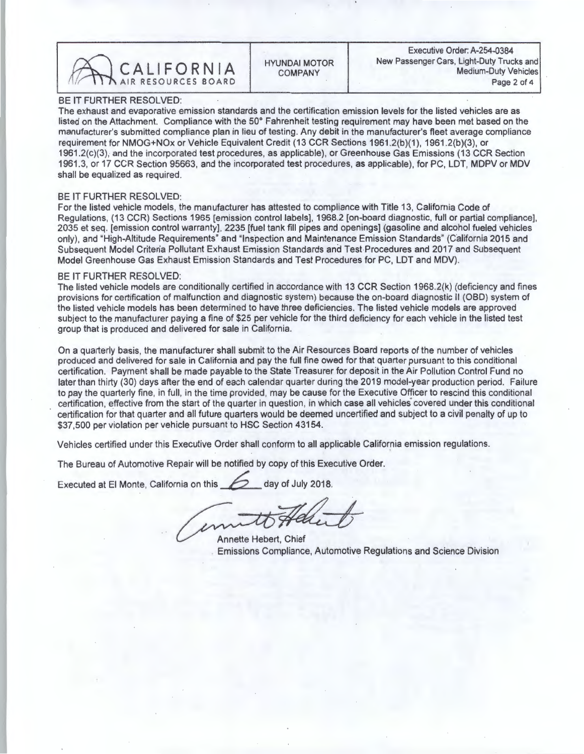BE IT FURTHER RESOLVED:

The exhaust and evaporative emission standards and the certification emission levels for the listed vehicles are as listed on the Attachment. Compliance with the 50° Fahrenheit testing requirement may have been met based on the manufacturer's submitted compliance plan in lieu of testing. Any debit in the manufacturer's fleet average compliance requirement for NMOG+NOx or Vehicle Equivalent Credit (13 CCR Sections 1961.2(b)(1), 1961.2(b)(3), or 1961.2(c)(3), and the incorporated test procedures, as applicable), or Greenhouse Gas Emissions (13 CCR Section 1961.3, or 17 CCR Section 95663, and the incorporated test procedures, as applicable), for PC, LDT, MDPV or MDV shall be equalized as required.

BE IT FURTHER RESOLVED:

For the listed vehicle models, the manufacturer has attested to compliance with Title 13, California Code of Regulations, (13 CCR) Sections 1965 [emission control labels], 1968.2 [on-board diagnostic, full or partial compliance], 2035 et seq. [emission control warranty], 2235 [fuel tank fill pipes and openings] (gasoline and alcohol fueled vehicles only), and "High-Altitude Requirements" and "Inspection and Maintenance Emission Standards" (California 2015 and Subsequent Model Criteria Pollutant Exhaust Emission Standards and Test Procedures and 2017 and Subsequent Model Greenhouse Gas Exhaust Emission Standards and Test Procedures for PC, LDT and MDV).

BE IT FURTHER RESOLVED:

The listed vehicle models are conditionally certified in accordance with 13 CCR Section 1968.2(k) (deficiency and fines provisions for certification of malfunction and diagnostic system) because the on-board diagnostic II (OBD) system of the listed vehicle models has been determined to have three deficiencies. The listed vehicle models are approved subject to the manufacturer paying a fine of $25 per vehicle for the third deficiency for each vehicle in the listed test group that is produced and delivered for sale in California.

On a quarterly basis, the manufacturer shall submit to the Air Resources Board reports of the number of vehicles produced and delivered for sale in California and pay the full fine owed for that quarter pursuant to this conditional certification. Payment shall be made payable to the State Treasurer for deposit in the Air Pollution Control Fund no later than thirty (30) days after the end of each calendar quarter during the 2019 model-year production period. Failure to pay the quarterly fine, in full, in the time provided, may be cause for the Executive Officer to rescind this conditional certification, effective from the start of the quarter in question, in which case all vehicles covered under this conditional certification for that quarter and all future quarters would be deemed uncertified and subject to a civil penalty of up to $37,500 per violation per vehicle pursuant to HSC Section 43154.

Vehicles certified under this Executive Order shall conform to all applicable California emission regulations.

The Bureau of Automotive Repair will be notified by copy of this Executive Order.

Executed at El Monte, California on this 6 day of July 2018.

Annette Hebert, Chief
Emissions Compliance, Automotive Regulations and Science Division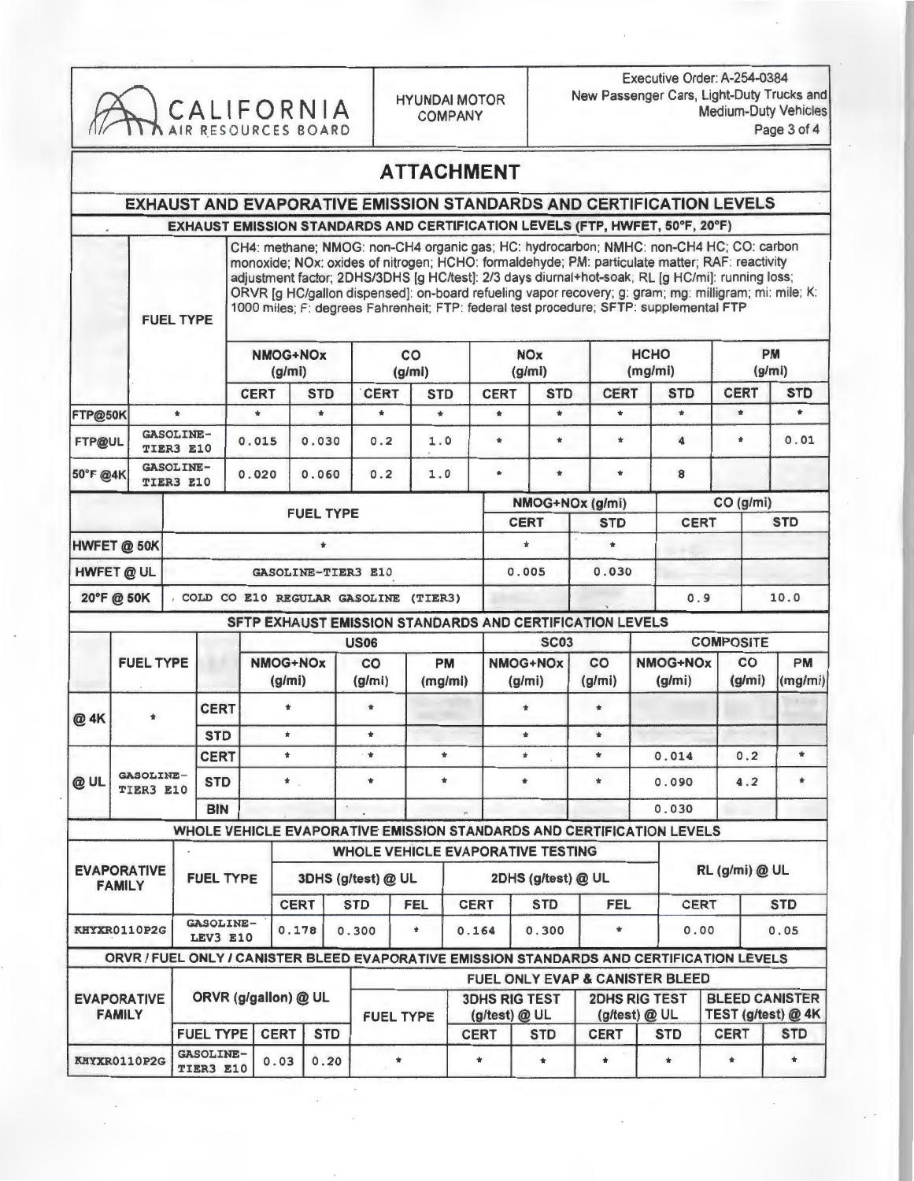| CALIFORNIA AIR RESOURCES BOARD | HYUNDAI MOTOR COMPANY | Executive Order: A-254-0384 New Passenger Cars, Light-Duty Trucks and Medium-Duty Vehicles |
|---|---|---|

# ATTACHMENT

## EXHAUST AND EVAPORATIVE EMISSION STANDARDS AND CERTIFICATION LEVELS

### EXHAUST EMISSION STANDARDS AND CERTIFICATION LEVELS (FTP, HWFET, 50°F, 20°F)

CH4: methane; NMOG: non-CH4 organic gas; HC: hydrocarbon; NMHC: non-CH4 HC; CO: carbon monoxide; NOx: oxides of nitrogen; HCHO: formaldehyde; PM: particulate matter; RAF: reactivity adjustment factor; 2DHS/3DHS [g HC/test]: 2/3 days diurnal+hot-soak; RL [g HC/mi]: running loss; ORVR [g HC/gallon dispensed]: on-board refueling vapor recovery; g: gram; mg: milligram; mi: mile; K: 1000 miles; F: degrees Fahrenheit; FTP: federal test procedure; SFTP: supplemental FTP

| | FUEL TYPE | NMOG+NOx (g/mi) | | CO (g/mi) | | NOx (g/mi) | | HCHO (mg/mi) | | PM (g/mi) | |
|---|---|---|---|---|---|---|---|---|---|---|---|
| | | CERT | STD | CERT | STD | CERT | STD | CERT | STD | CERT | STD |
| FTP@50K | * | * | * | * | * | * | * | * | * | * | * |
| FTP@UL | GASOLINE-TIER3 E10 | 0.015 | 0.030 | 0.2 | 1.0 | * | * | * | 4 | * | 0.01 |
| 50°F @4K | GASOLINE-TIER3 E10 | 0.020 | 0.060 | 0.2 | 1.0 | * | * | * | 8 | | |

| | FUEL TYPE | NMOG+NOx (g/mi) CERT | NMOG+NOx (g/mi) STD | CO (g/mi) CERT | CO (g/mi) STD |
|---|---|---|---|---|---|
| HWFET @ 50K | * | * | * | | |
| HWFET @ UL | GASOLINE-TIER3 E10 | 0.005 | 0.030 | | |
| 20°F @ 50K | COLD CO E10 REGULAR GASOLINE (TIER3) | | | 0.9 | 10.0 |

### SFTP EXHAUST EMISSION STANDARDS AND CERTIFICATION LEVELS

| | FUEL TYPE | | US06 NMOG+NOx (g/mi) | US06 CO (g/mi) | US06 PM (mg/mi) | SC03 NMOG+NOx (g/mi) | SC03 CO (g/mi) | COMPOSITE NMOG+NOx (g/mi) | COMPOSITE CO (g/mi) | COMPOSITE PM (mg/mi) |
|---|---|---|---|---|---|---|---|---|---|---|
| @ 4K | * | CERT | * | * | | * | * | | | |
| | | STD | * | * | | * | * | | | |
| @ UL | GASOLINE-TIER3 E10 | CERT | * | * | * | * | * | 0.014 | 0.2 | * |
| | | STD | * | * | * | * | * | 0.090 | 4.2 | * |
| | | BIN | | | | | | 0.030 | | |

### WHOLE VEHICLE EVAPORATIVE EMISSION STANDARDS AND CERTIFICATION LEVELS

| EVAPORATIVE FAMILY | FUEL TYPE | 3DHS (g/test) @ UL CERT | 3DHS (g/test) @ UL STD | 3DHS (g/test) @ UL FEL | 2DHS (g/test) @ UL CERT | 2DHS (g/test) @ UL STD | 2DHS (g/test) @ UL FEL | RL (g/mi) @ UL CERT | RL (g/mi) @ UL STD |
|---|---|---|---|---|---|---|---|---|---|
| KHYXR0110P2G | GASOLINE-LEV3 E10 | 0.178 | 0.300 | * | 0.164 | 0.300 | * | 0.00 | 0.05 |

### ORVR / FUEL ONLY / CANISTER BLEED EVAPORATIVE EMISSION STANDARDS AND CERTIFICATION LEVELS

| EVAPORATIVE FAMILY | ORVR (g/gallon) @ UL FUEL TYPE | ORVR CERT | ORVR STD | FUEL TYPE | 3DHS RIG TEST (g/test) @ UL CERT | 3DHS RIG TEST (g/test) @ UL STD | 2DHS RIG TEST (g/test) @ UL CERT | 2DHS RIG TEST (g/test) @ UL STD | BLEED CANISTER TEST (g/test) @ 4K CERT | BLEED CANISTER TEST (g/test) @ 4K STD |
|---|---|---|---|---|---|---|---|---|---|---|
| KHYXR0110P2G | GASOLINE-TIER3 E10 | 0.03 | 0.20 | * | * | * | * | * | * | * |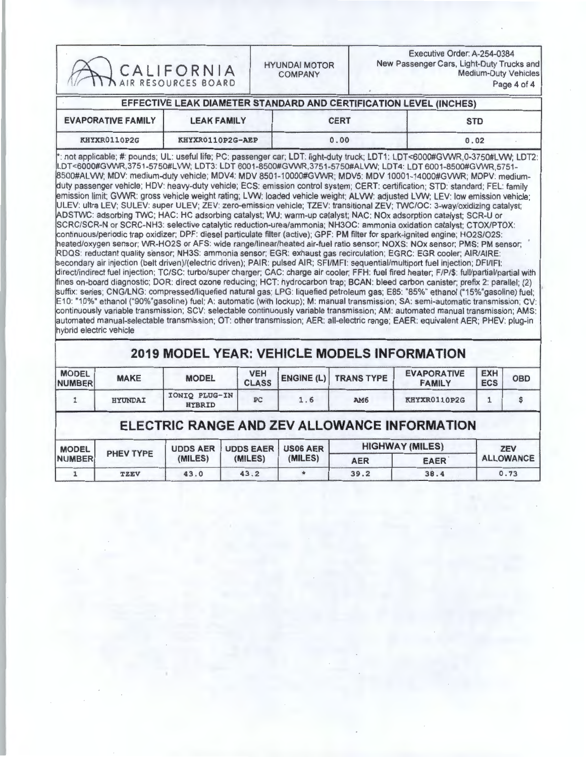| CALIFORNIA AIR RESOURCES BOARD | HYUNDAI MOTOR COMPANY | Executive Order: A-254-0384 New Passenger Cars, Light-Duty Trucks and Medium-Duty Vehicles |
|---|---|---|

## EFFECTIVE LEAK DIAMETER STANDARD AND CERTIFICATION LEVEL (INCHES)

| EVAPORATIVE FAMILY | LEAK FAMILY | CERT | STD |
|---|---|---|---|
| KHYXR0110P2G | KHYXR0110P2G-AEP | 0.00 | 0.02 |

*: not applicable; #: pounds; UL: useful life; PC: passenger car; LDT: light-duty truck; LDT1: LDT<6000#GVWR,0-3750#LVW; LDT2: LDT<6000#GVWR,3751-5750#LVW; LDT3: LDT 6001-8500#GVWR,3751-5750#ALVW; LDT4: LDT 6001-8500#GVWR,5751-8500#ALVW; MDV: medium-duty vehicle; MDV4: MDV 8501-10000#GVWR; MDV5: MDV 10001-14000#GVWR; MDPV: medium-duty passenger vehicle; HDV: heavy-duty vehicle; ECS: emission control system; CERT: certification; STD: standard; FEL: family emission limit; GVWR: gross vehicle weight rating; LVW: loaded vehicle weight; ALVW: adjusted LVW; LEV: low emission vehicle; ULEV: ultra LEV; SULEV: super ULEV; ZEV: zero-emission vehicle; TZEV: transitional ZEV; TWC/OC: 3-way/oxidizing catalyst; ADSTWC: adsorbing TWC; HAC: HC adsorbing catalyst; WU: warm-up catalyst; NAC: NOx adsorption catalyst; SCR-U or SCRC-N or SCRC-NH3: selective catalytic reduction-urea/ammonia; NH3OC: ammonia oxidation catalyst; CTOX/PTOX: continuous/periodic trap oxidizer; DPF: diesel particulate filter (active); GPF: PM filter for spark-ignited engine; HO2S/O2S: heated/oxygen sensor; WR-HO2S or AFS: wide range/linear/heated air-fuel ratio sensor; NOXS: NOx sensor; PMS: PM sensor; RDQS: reductant quality sensor; NH3S: ammonia sensor; EGR: exhaust gas recirculation; EGRC: EGR cooler; AIR/AIRE: secondary air injection (belt driven)/(electric driven); PAIR: pulsed AIR; SFI/MFI: sequential/multiport fuel injection; DFI/IFI: direct/indirect fuel injection; TC/SC: turbo/super charger; CAC: charge air cooler; FFH: fuel fired heater; F/P/$: full/partial/partial with fines on-board diagnostic; DOR: direct ozone reducing; HCT: hydrocarbon trap; BCAN: bleed carbon canister; prefix 2: parallel; (2) suffix: series; CNG/LNG: compressed/liquefied natural gas; LPG: liquefied petroleum gas; E85: "85%" ethanol ("15%"gasoline) fuel; E10: "10%" ethanol ("90%"gasoline) fuel; A: automatic (with lockup); M: manual transmission; SA: semi-automatic transmission; CV: continuously variable transmission; SCV: selectable continuously variable transmission; AM: automated manual transmission; AMS: automated manual-selectable transmission; OT: other transmission; AER: all-electric range; EAER: equivalent AER; PHEV: plug-in hybrid electric vehicle

## 2019 MODEL YEAR: VEHICLE MODELS INFORMATION

| MODEL NUMBER | MAKE | MODEL | VEH CLASS | ENGINE (L) | TRANS TYPE | EVAPORATIVE FAMILY | EXH ECS | OBD |
|---|---|---|---|---|---|---|---|---|
| 1 | HYUNDAI | IONIQ PLUG-IN HYBRID | PC | 1.6 | AM6 | KHYXR0110P2G | 1 | $ |

## ELECTRIC RANGE AND ZEV ALLOWANCE INFORMATION

| MODEL NUMBER | PHEV TYPE | UDDS AER (MILES) | UDDS EAER (MILES) | US06 AER (MILES) | HIGHWAY (MILES) | | ZEV ALLOWANCE |
|---|---|---|---|---|---|---|---|
| | | | | | AER | EAER | |
| 1 | TZEV | 43.0 | 43.2 | * | 39.2 | 38.4 | 0.73 |